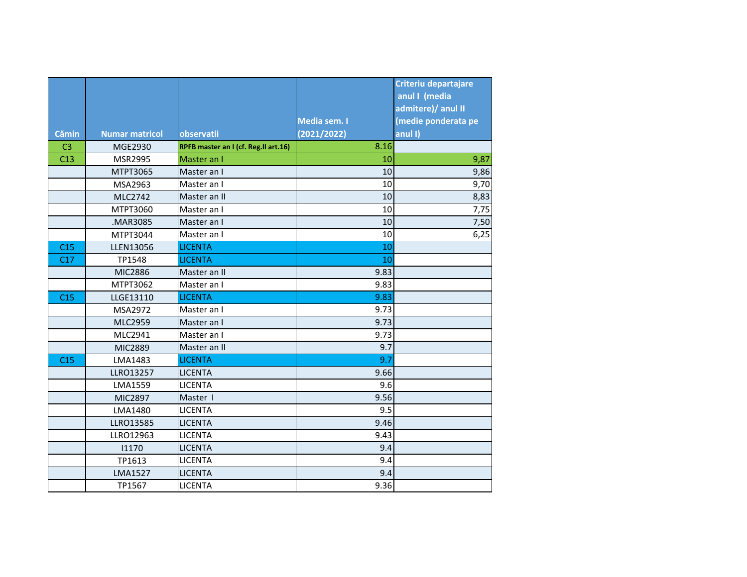| Cămin | Numar matricol | observatii | Media sem. I (2021/2022) | Criteriu departajare anul I (media admitere)/ anul II (medie ponderata pe anul I) |
|---|---|---|---|---|
| C3 | MGE2930 | **RPFB master an I (cf. Reg.II art.16)** | 8.16 | |
| C13 | MSR2995 | Master an I | 10 | 9,87 |
| | MTPT3065 | Master an I | 10 | 9,86 |
| | MSA2963 | Master an I | 10 | 9,70 |
| | MLC2742 | Master an II | 10 | 8,83 |
| | MTPT3060 | Master an I | 10 | 7,75 |
| | .MAR3085 | Master an I | 10 | 7,50 |
| | MTPT3044 | Master an I | 10 | 6,25 |
| C15 | LLEN13056 | LICENTA | 10 | |
| C17 | TP1548 | LICENTA | 10 | |
| | MIC2886 | Master an II | 9.83 | |
| | MTPT3062 | Master an I | 9.83 | |
| C15 | LLGE13110 | LICENTA | 9.83 | |
| | MSA2972 | Master an I | 9.73 | |
| | MLC2959 | Master an I | 9.73 | |
| | MLC2941 | Master an I | 9.73 | |
| | MIC2889 | Master an II | 9.7 | |
| C15 | LMA1483 | LICENTA | 9.7 | |
| | LLRO13257 | LICENTA | 9.66 | |
| | LMA1559 | LICENTA | 9.6 | |
| | MIC2897 | Master I | 9.56 | |
| | LMA1480 | LICENTA | 9.5 | |
| | LLRO13585 | LICENTA | 9.46 | |
| | LLRO12963 | LICENTA | 9.43 | |
| | I1170 | LICENTA | 9.4 | |
| | TP1613 | LICENTA | 9.4 | |
| | LMA1527 | LICENTA | 9.4 | |
| | TP1567 | LICENTA | 9.36 | |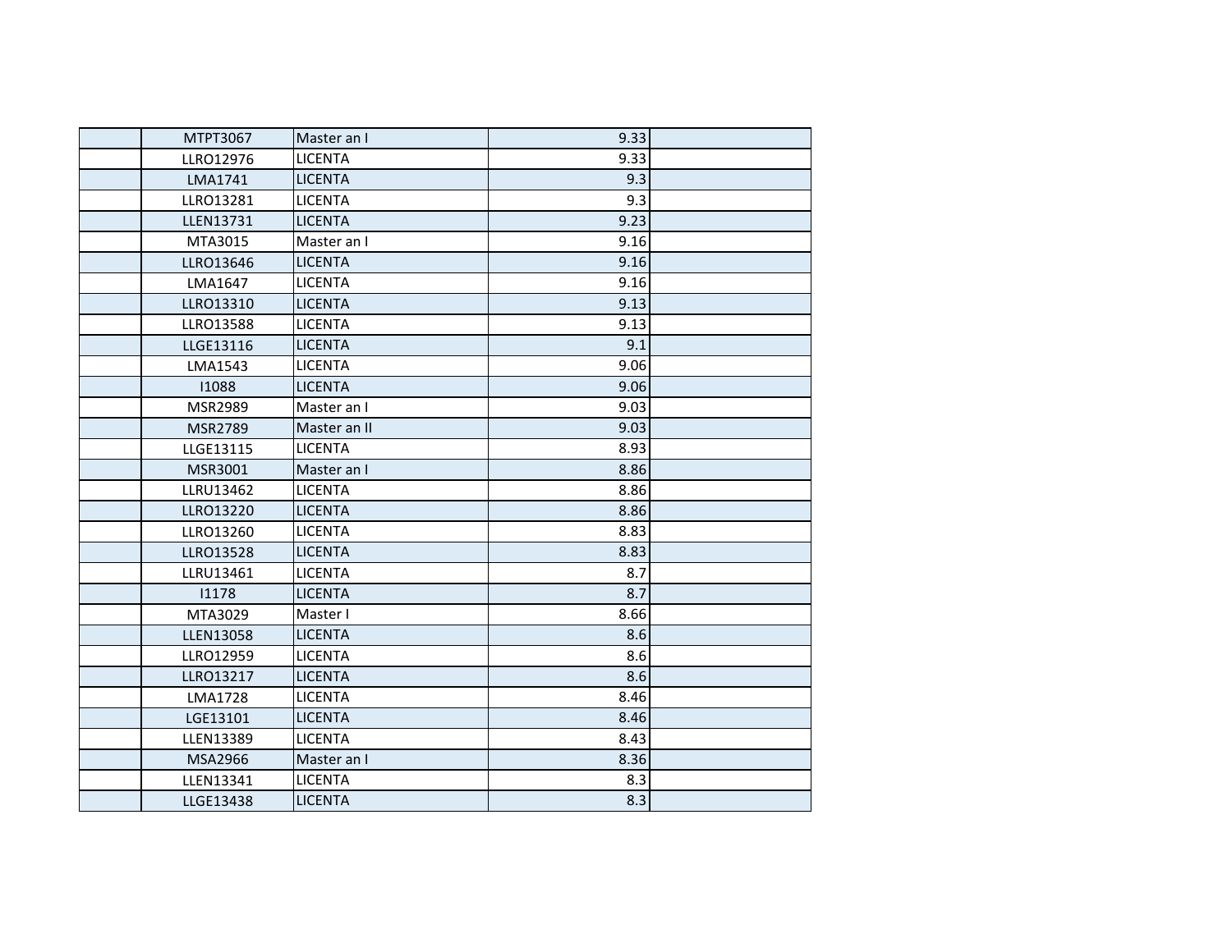| | | | | |
|---|---|---|---|---|
| | MTPT3067 | Master an I | 9.33 | |
| | LLRO12976 | LICENTA | 9.33 | |
| | LMA1741 | LICENTA | 9.3 | |
| | LLRO13281 | LICENTA | 9.3 | |
| | LLEN13731 | LICENTA | 9.23 | |
| | MTA3015 | Master an I | 9.16 | |
| | LLRO13646 | LICENTA | 9.16 | |
| | LMA1647 | LICENTA | 9.16 | |
| | LLRO13310 | LICENTA | 9.13 | |
| | LLRO13588 | LICENTA | 9.13 | |
| | LLGE13116 | LICENTA | 9.1 | |
| | LMA1543 | LICENTA | 9.06 | |
| | I1088 | LICENTA | 9.06 | |
| | MSR2989 | Master an I | 9.03 | |
| | MSR2789 | Master an II | 9.03 | |
| | LLGE13115 | LICENTA | 8.93 | |
| | MSR3001 | Master an I | 8.86 | |
| | LLRU13462 | LICENTA | 8.86 | |
| | LLRO13220 | LICENTA | 8.86 | |
| | LLRO13260 | LICENTA | 8.83 | |
| | LLRO13528 | LICENTA | 8.83 | |
| | LLRU13461 | LICENTA | 8.7 | |
| | I1178 | LICENTA | 8.7 | |
| | MTA3029 | Master I | 8.66 | |
| | LLEN13058 | LICENTA | 8.6 | |
| | LLRO12959 | LICENTA | 8.6 | |
| | LLRO13217 | LICENTA | 8.6 | |
| | LMA1728 | LICENTA | 8.46 | |
| | LGE13101 | LICENTA | 8.46 | |
| | LLEN13389 | LICENTA | 8.43 | |
| | MSA2966 | Master an I | 8.36 | |
| | LLEN13341 | LICENTA | 8.3 | |
| | LLGE13438 | LICENTA | 8.3 | |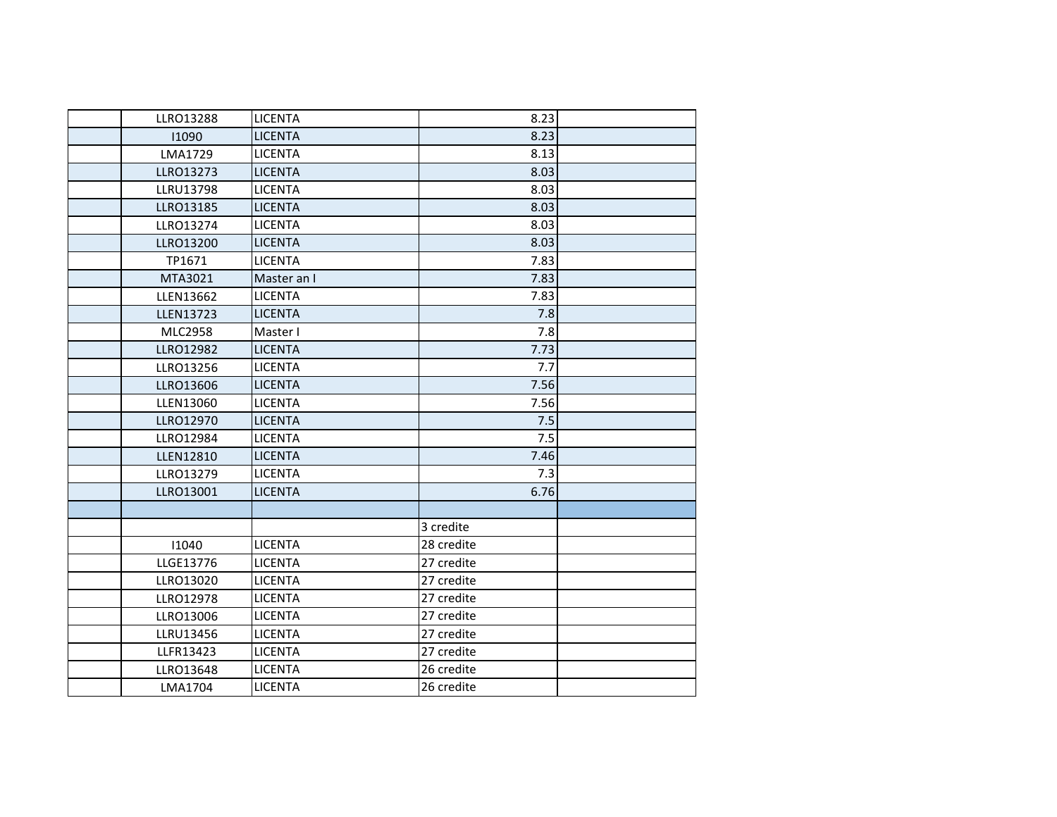| | | | | |
|---|---|---|---|---|
| | LLRO13288 | LICENTA | 8.23 | |
| | I1090 | LICENTA | 8.23 | |
| | LMA1729 | LICENTA | 8.13 | |
| | LLRO13273 | LICENTA | 8.03 | |
| | LLRU13798 | LICENTA | 8.03 | |
| | LLRO13185 | LICENTA | 8.03 | |
| | LLRO13274 | LICENTA | 8.03 | |
| | LLRO13200 | LICENTA | 8.03 | |
| | TP1671 | LICENTA | 7.83 | |
| | MTA3021 | Master an I | 7.83 | |
| | LLEN13662 | LICENTA | 7.83 | |
| | LLEN13723 | LICENTA | 7.8 | |
| | MLC2958 | Master I | 7.8 | |
| | LLRO12982 | LICENTA | 7.73 | |
| | LLRO13256 | LICENTA | 7.7 | |
| | LLRO13606 | LICENTA | 7.56 | |
| | LLEN13060 | LICENTA | 7.56 | |
| | LLRO12970 | LICENTA | 7.5 | |
| | LLRO12984 | LICENTA | 7.5 | |
| | LLEN12810 | LICENTA | 7.46 | |
| | LLRO13279 | LICENTA | 7.3 | |
| | LLRO13001 | LICENTA | 6.76 | |
| | | | | |
| | | | 3 credite | |
| | I1040 | LICENTA | 28 credite | |
| | LLGE13776 | LICENTA | 27 credite | |
| | LLRO13020 | LICENTA | 27 credite | |
| | LLRO12978 | LICENTA | 27 credite | |
| | LLRO13006 | LICENTA | 27 credite | |
| | LLRU13456 | LICENTA | 27 credite | |
| | LLFR13423 | LICENTA | 27 credite | |
| | LLRO13648 | LICENTA | 26 credite | |
| | LMA1704 | LICENTA | 26 credite | |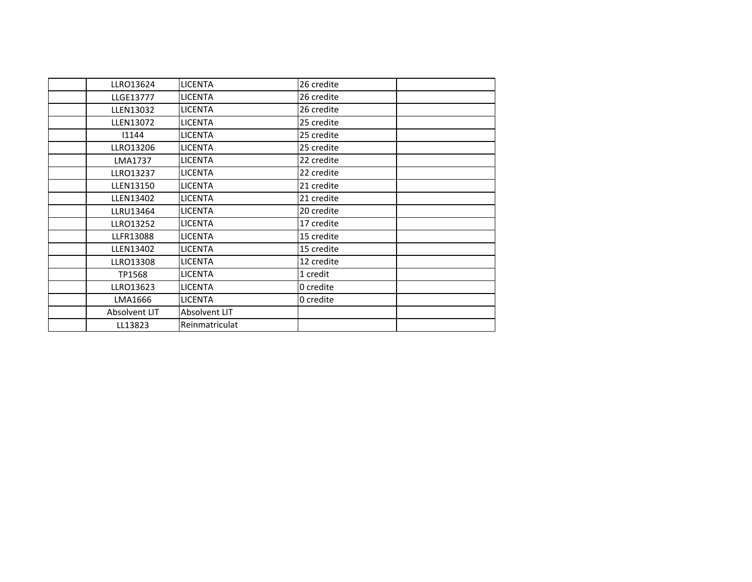| | | | | |
|---|---|---|---|---|
| | LLRO13624 | LICENTA | 26 credite | |
| | LLGE13777 | LICENTA | 26 credite | |
| | LLEN13032 | LICENTA | 26 credite | |
| | LLEN13072 | LICENTA | 25 credite | |
| | I1144 | LICENTA | 25 credite | |
| | LLRO13206 | LICENTA | 25 credite | |
| | LMA1737 | LICENTA | 22 credite | |
| | LLRO13237 | LICENTA | 22 credite | |
| | LLEN13150 | LICENTA | 21 credite | |
| | LLEN13402 | LICENTA | 21 credite | |
| | LLRU13464 | LICENTA | 20 credite | |
| | LLRO13252 | LICENTA | 17 credite | |
| | LLFR13088 | LICENTA | 15 credite | |
| | LLEN13402 | LICENTA | 15 credite | |
| | LLRO13308 | LICENTA | 12 credite | |
| | TP1568 | LICENTA | 1 credit | |
| | LLRO13623 | LICENTA | 0 credite | |
| | LMA1666 | LICENTA | 0 credite | |
| | Absolvent LIT | Absolvent LIT | | |
| | LL13823 | Reinmatriculat | | |